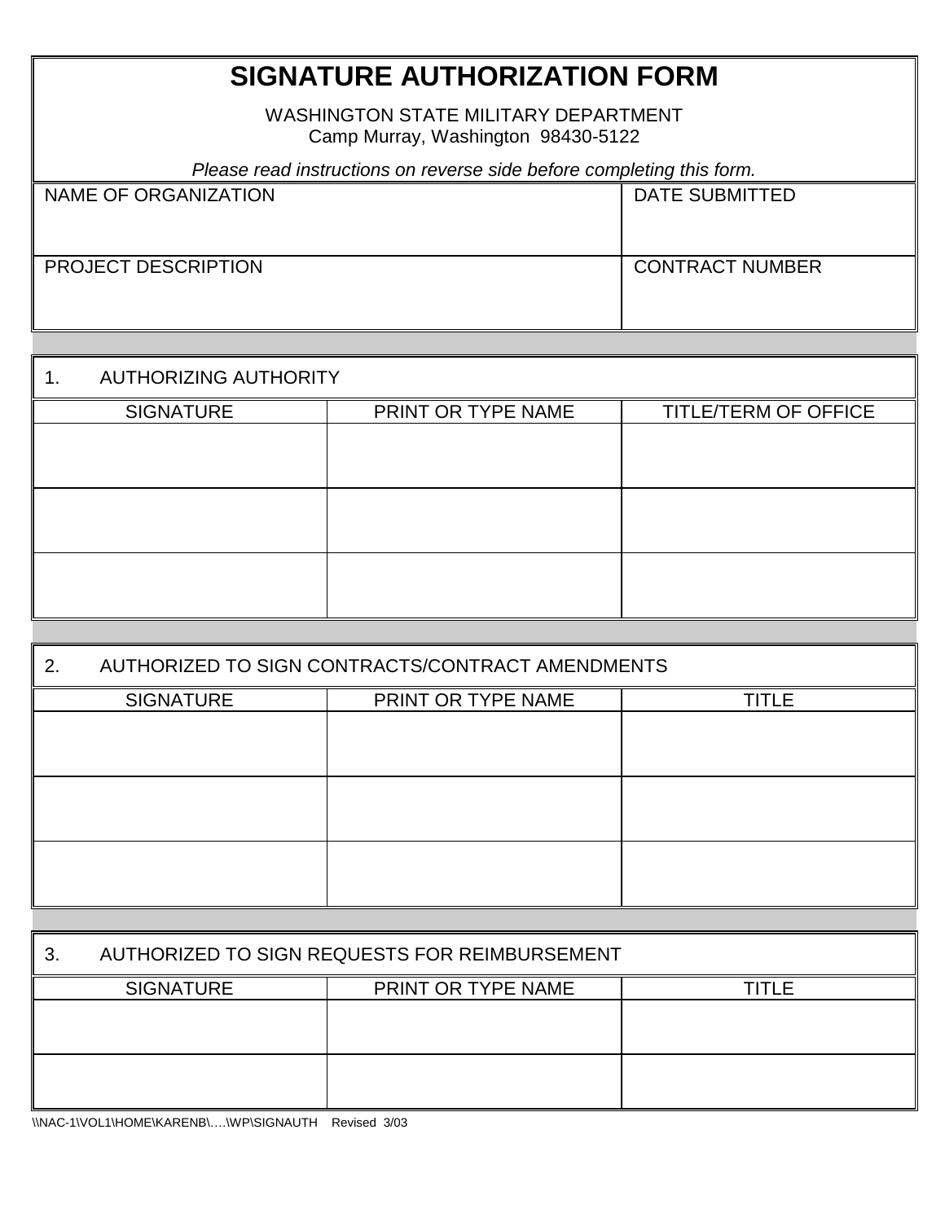# SIGNATURE AUTHORIZATION FORM

WASHINGTON STATE MILITARY DEPARTMENT
Camp Murray, Washington 98430-5122

*Please read instructions on reverse side before completing this form.*

| NAME OF ORGANIZATION | DATE SUBMITTED |
|---|---|
| | |
| **PROJECT DESCRIPTION** | **CONTRACT NUMBER** |
| | |

## 1. AUTHORIZING AUTHORITY

| SIGNATURE | PRINT OR TYPE NAME | TITLE/TERM OF OFFICE |
|---|---|---|
| | | |
| | | |
| | | |

## 2. AUTHORIZED TO SIGN CONTRACTS/CONTRACT AMENDMENTS

| SIGNATURE | PRINT OR TYPE NAME | TITLE |
|---|---|---|
| | | |
| | | |
| | | |

## 3. AUTHORIZED TO SIGN REQUESTS FOR REIMBURSEMENT

| SIGNATURE | PRINT OR TYPE NAME | TITLE |
|---|---|---|
| | | |
| | | |

\\NAC-1\VOL1\HOME\KARENB\….\WP\SIGNAUTH Revised 3/03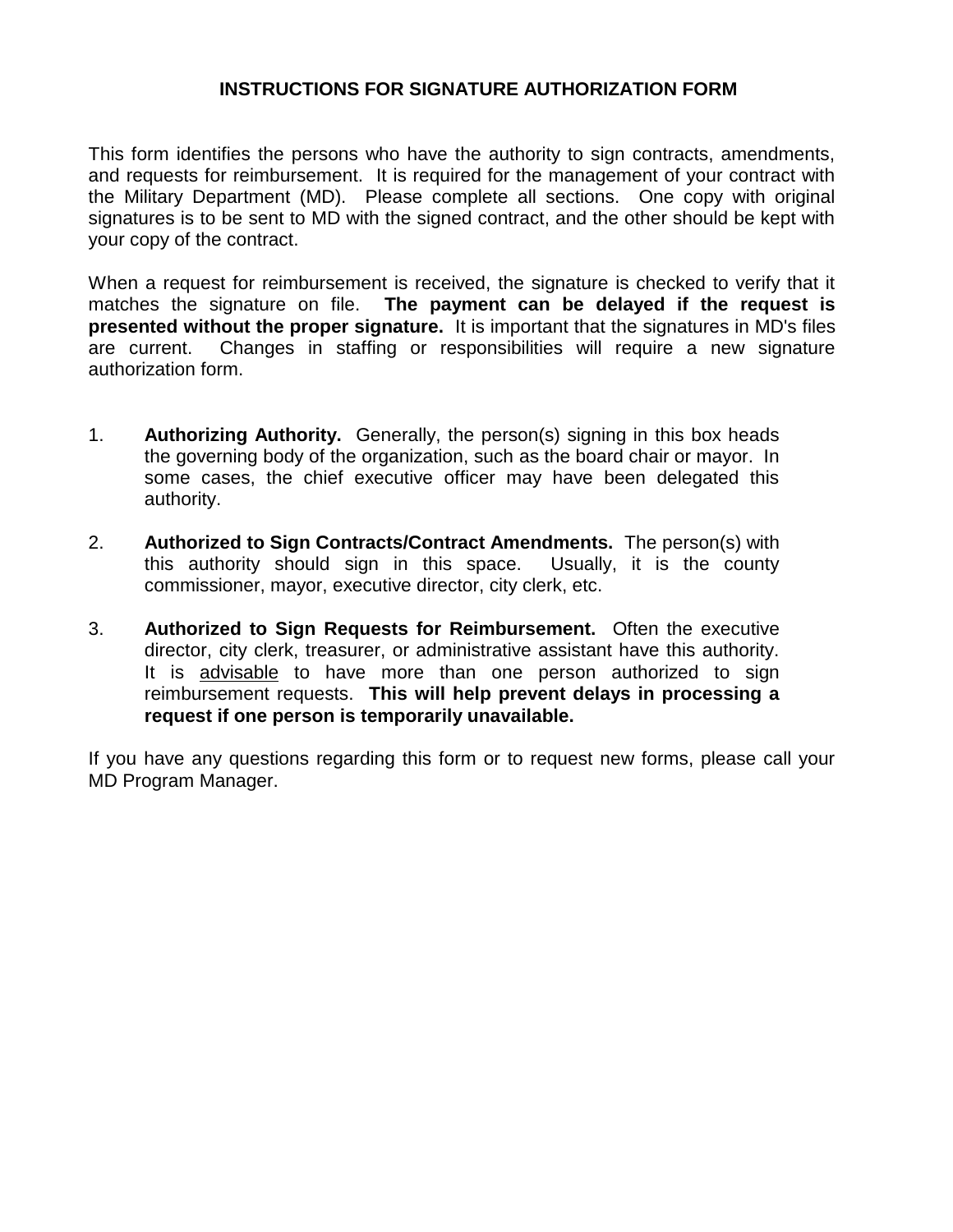# INSTRUCTIONS FOR SIGNATURE AUTHORIZATION FORM

This form identifies the persons who have the authority to sign contracts, amendments, and requests for reimbursement. It is required for the management of your contract with the Military Department (MD). Please complete all sections. One copy with original signatures is to be sent to MD with the signed contract, and the other should be kept with your copy of the contract.

When a request for reimbursement is received, the signature is checked to verify that it matches the signature on file. **The payment can be delayed if the request is presented without the proper signature.** It is important that the signatures in MD's files are current. Changes in staffing or responsibilities will require a new signature authorization form.

1. **Authorizing Authority.** Generally, the person(s) signing in this box heads the governing body of the organization, such as the board chair or mayor. In some cases, the chief executive officer may have been delegated this authority.

2. **Authorized to Sign Contracts/Contract Amendments.** The person(s) with this authority should sign in this space. Usually, it is the county commissioner, mayor, executive director, city clerk, etc.

3. **Authorized to Sign Requests for Reimbursement.** Often the executive director, city clerk, treasurer, or administrative assistant have this authority. It is <u>advisable</u> to have more than one person authorized to sign reimbursement requests. **This will help prevent delays in processing a request if one person is temporarily unavailable.**

If you have any questions regarding this form or to request new forms, please call your MD Program Manager.